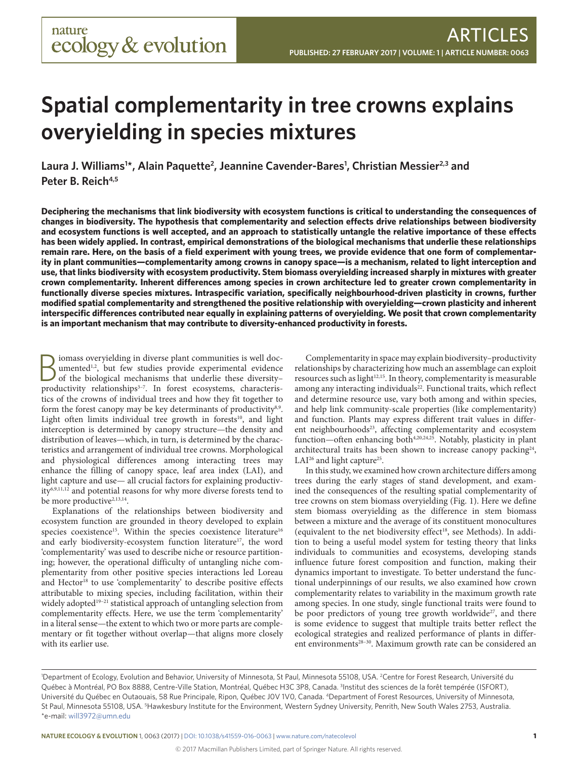# Spatial complementarity in tree crowns explains overyielding in species mixtures

Laura J. Williams[1]*, Alain Paquette[2], Jeannine Cavender-Bares[1], Christian Messier[2,3] and Peter B. Reich[4,5]

**Deciphering the mechanisms that link biodiversity with ecosystem functions is critical to understanding the consequences of changes in biodiversity. The hypothesis that complementarity and selection effects drive relationships between biodiversity and ecosystem functions is well accepted, and an approach to statistically untangle the relative importance of these effects has been widely applied. In contrast, empirical demonstrations of the biological mechanisms that underlie these relationships remain rare. Here, on the basis of a field experiment with young trees, we provide evidence that one form of complementarity in plant communities—complementarity among crowns in canopy space—is a mechanism, related to light interception and use, that links biodiversity with ecosystem productivity. Stem biomass overyielding increased sharply in mixtures with greater crown complementarity. Inherent differences among species in crown architecture led to greater crown complementarity in functionally diverse species mixtures. Intraspecific variation, specifically neighbourhood-driven plasticity in crowns, further modified spatial complementarity and strengthened the positive relationship with overyielding—crown plasticity and inherent interspecific differences contributed near equally in explaining patterns of overyielding. We posit that crown complementarity is an important mechanism that may contribute to diversity-enhanced productivity in forests.**

Biomass overyielding in diverse plant communities is well documented[1,2], but few studies provide experimental evidence of the biological mechanisms that underlie these diversity–productivity relationships[3–7]. In forest ecosystems, characteristics of the crowns of individual trees and how they fit together to form the forest canopy may be key determinants of productivity[8,9]. Light often limits individual tree growth in forests[10], and light interception is determined by canopy structure—the density and distribution of leaves—which, in turn, is determined by the characteristics and arrangement of individual tree crowns. Morphological and physiological differences among interacting trees may enhance the filling of canopy space, leaf area index (LAI), and light capture and use— all crucial factors for explaining productivity[6,9,11,12] and potential reasons for why more diverse forests tend to be more productive[2,13,14].

Explanations of the relationships between biodiversity and ecosystem function are grounded in theory developed to explain species coexistence[15]. Within the species coexistence literature[16] and early biodiversity-ecosystem function literature[17], the word 'complementarity' was used to describe niche or resource partitioning; however, the operational difficulty of untangling niche complementarity from other positive species interactions led Loreau and Hector[18] to use 'complementarity' to describe positive effects attributable to mixing species, including facilitation, within their widely adopted[19–21] statistical approach of untangling selection from complementarity effects. Here, we use the term 'complementarity' in a literal sense—the extent to which two or more parts are complementary or fit together without overlap—that aligns more closely with its earlier use.

Complementarity in space may explain biodiversity–productivity relationships by characterizing how much an assemblage can exploit resources such as light[12,15]. In theory, complementarity is measurable among any interacting individuals[22]. Functional traits, which reflect and determine resource use, vary both among and within species, and help link community-scale properties (like complementarity) and function. Plants may express different trait values in different neighbourhoods[23], affecting complementarity and ecosystem function—often enhancing both[4,20,24,25]. Notably, plasticity in plant architectural traits has been shown to increase canopy packing[24], LAI[26] and light capture[25].

In this study, we examined how crown architecture differs among trees during the early stages of stand development, and examined the consequences of the resulting spatial complementarity of tree crowns on stem biomass overyielding (Fig. 1). Here we define stem biomass overyielding as the difference in stem biomass between a mixture and the average of its constituent monocultures (equivalent to the net biodiversity effect[18], see Methods). In addition to being a useful model system for testing theory that links individuals to communities and ecosystems, developing stands influence future forest composition and function, making their dynamics important to investigate. To better understand the functional underpinnings of our results, we also examined how crown complementarity relates to variability in the maximum growth rate among species. In one study, single functional traits were found to be poor predictors of young tree growth worldwide[27], and there is some evidence to suggest that multiple traits better reflect the ecological strategies and realized performance of plants in different environments[28–30]. Maximum growth rate can be considered an

[1]Department of Ecology, Evolution and Behavior, University of Minnesota, St Paul, Minnesota 55108, USA. [2]Centre for Forest Research, Université du Québec à Montréal, PO Box 8888, Centre-Ville Station, Montréal, Québec H3C 3P8, Canada. [3]Institut des sciences de la forêt tempérée (ISFORT), Université du Québec en Outaouais, 58 Rue Principale, Ripon, Québec J0V 1V0, Canada. [4]Department of Forest Resources, University of Minnesota, St Paul, Minnesota 55108, USA. [5]Hawkesbury Institute for the Environment, Western Sydney University, Penrith, New South Wales 2753, Australia. *e-mail: will3972@umn.edu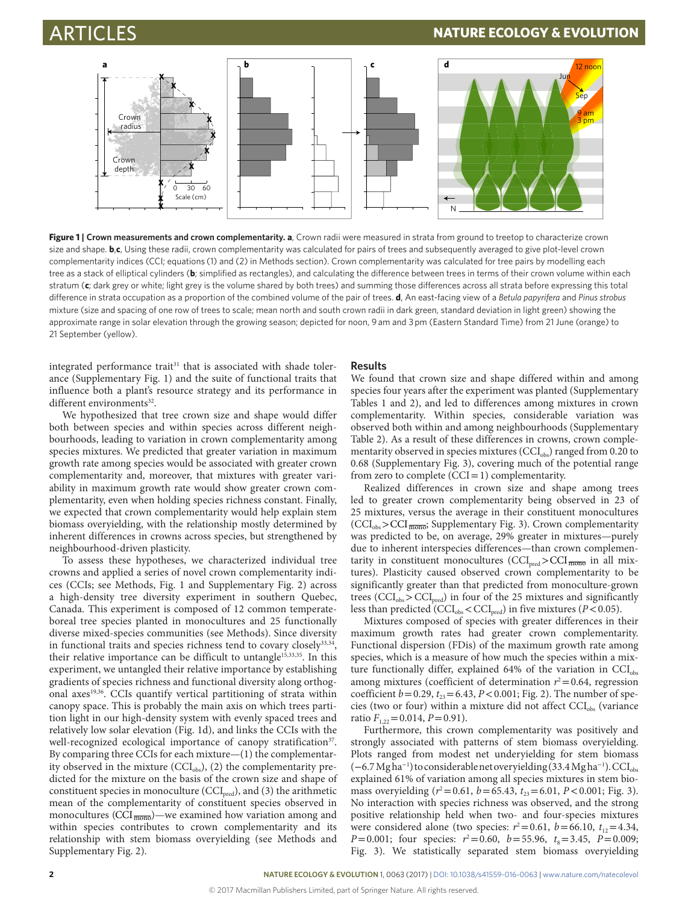a

Crown radius

Crown depth

0 30 60

Scale (cm)

b

c

d

12 noon

Jun

Sep

9 am

3 pm

N

**Figure 1 | Crown measurements and crown complementarity. a**, Crown radii were measured in strata from ground to treetop to characterize crown size and shape. **b**,**c**, Using these radii, crown complementarity was calculated for pairs of trees and subsequently averaged to give plot-level crown complementarity indices (CCI; equations (1) and (2) in Methods section). Crown complementarity was calculated for tree pairs by modelling each tree as a stack of elliptical cylinders (**b**; simplified as rectangles), and calculating the difference between trees in terms of their crown volume within each stratum (**c**; dark grey or white; light grey is the volume shared by both trees) and summing those differences across all strata before expressing this total difference in strata occupation as a proportion of the combined volume of the pair of trees. **d**, An east-facing view of a *Betula papyrifera* and *Pinus strobus* mixture (size and spacing of one row of trees to scale; mean north and south crown radii in dark green, standard deviation in light green) showing the approximate range in solar elevation through the growing season; depicted for noon, 9 am and 3 pm (Eastern Standard Time) from 21 June (orange) to 21 September (yellow).

integrated performance trait[31] that is associated with shade tolerance (Supplementary Fig. 1) and the suite of functional traits that influence both a plant's resource strategy and its performance in different environments[32].

We hypothesized that tree crown size and shape would differ both between species and within species across different neighbourhoods, leading to variation in crown complementarity among species mixtures. We predicted that greater variation in maximum growth rate among species would be associated with greater crown complementarity and, moreover, that mixtures with greater variability in maximum growth rate would show greater crown complementarity, even when holding species richness constant. Finally, we expected that crown complementarity would help explain stem biomass overyielding, with the relationship mostly determined by inherent differences in crowns across species, but strengthened by neighbourhood-driven plasticity.

To assess these hypotheses, we characterized individual tree crowns and applied a series of novel crown complementarity indices (CCIs; see Methods, Fig. 1 and Supplementary Fig. 2) across a high-density tree diversity experiment in southern Quebec, Canada. This experiment is composed of 12 common temperate-boreal tree species planted in monocultures and 25 functionally diverse mixed-species communities (see Methods). Since diversity in functional traits and species richness tend to covary closely[33,34], their relative importance can be difficult to untangle[15,33,35]. In this experiment, we untangled their relative importance by establishing gradients of species richness and functional diversity along orthogonal axes[19,36]. CCIs quantify vertical partitioning of strata within canopy space. This is probably the main axis on which trees partition light in our high-density system with evenly spaced trees and relatively low solar elevation (Fig. 1d), and links the CCIs with the well-recognized ecological importance of canopy stratification[37]. By comparing three CCIs for each mixture—(1) the complementarity observed in the mixture ($CCI_{obs}$), (2) the complementarity predicted for the mixture on the basis of the crown size and shape of constituent species in monoculture ($CCI_{pred}$), and (3) the arithmetic mean of the complementarity of constituent species observed in monocultures ($CCI_{\overline{mono}}$)—we examined how variation among and within species contributes to crown complementarity and its relationship with stem biomass overyielding (see Methods and Supplementary Fig. 2).

## Results

We found that crown size and shape differed within and among species four years after the experiment was planted (Supplementary Tables 1 and 2), and led to differences among mixtures in crown complementarity. Within species, considerable variation was observed both within and among neighbourhoods (Supplementary Table 2). As a result of these differences in crowns, crown complementarity observed in species mixtures ($CCI_{obs}$) ranged from 0.20 to 0.68 (Supplementary Fig. 3), covering much of the potential range from zero to complete ($CCI = 1$) complementarity.

Realized differences in crown size and shape among trees led to greater crown complementarity being observed in 23 of 25 mixtures, versus the average in their constituent monocultures ($CCI_{obs} > CCI_{\overline{mono}}$; Supplementary Fig. 3). Crown complementarity was predicted to be, on average, 29% greater in mixtures—purely due to inherent interspecies differences—than crown complementarity in constituent monocultures ($CCI_{pred} > CCI_{\overline{mono}}$ in all mixtures). Plasticity caused observed crown complementarity to be significantly greater than that predicted from monoculture-grown trees ($CCI_{obs} > CCI_{pred}$) in four of the 25 mixtures and significantly less than predicted ($CCI_{obs} < CCI_{pred}$) in five mixtures ($P < 0.05$).

Mixtures composed of species with greater differences in their maximum growth rates had greater crown complementarity. Functional dispersion (FDis) of the maximum growth rate among species, which is a measure of how much the species within a mixture functionally differ, explained 64% of the variation in $CCI_{obs}$ among mixtures (coefficient of determination $r^2 = 0.64$, regression coefficient $b = 0.29$, $t_{23} = 6.43$, $P < 0.001$; Fig. 2). The number of species (two or four) within a mixture did not affect $CCI_{obs}$ (variance ratio $F_{1,22} = 0.014$, $P = 0.91$).

Furthermore, this crown complementarity was positively and strongly associated with patterns of stem biomass overyielding. Plots ranged from modest net underyielding for stem biomass ($-6.7\ \mathrm{Mg\,ha^{-1}}$) to considerable net overyielding ($33.4\ \mathrm{Mg\,ha^{-1}}$). $CCI_{obs}$ explained 61% of variation among all species mixtures in stem biomass overyielding ($r^2 = 0.61$, $b = 65.43$, $t_{23} = 6.01$, $P < 0.001$; Fig. 3). No interaction with species richness was observed, and the strong positive relationship held when two- and four-species mixtures were considered alone (two species: $r^2 = 0.61$, $b = 66.10$, $t_{12} = 4.34$, $P = 0.001$; four species: $r^2 = 0.60$, $b = 55.96$, $t_8 = 3.45$, $P = 0.009$; Fig. 3). We statistically separated stem biomass overyielding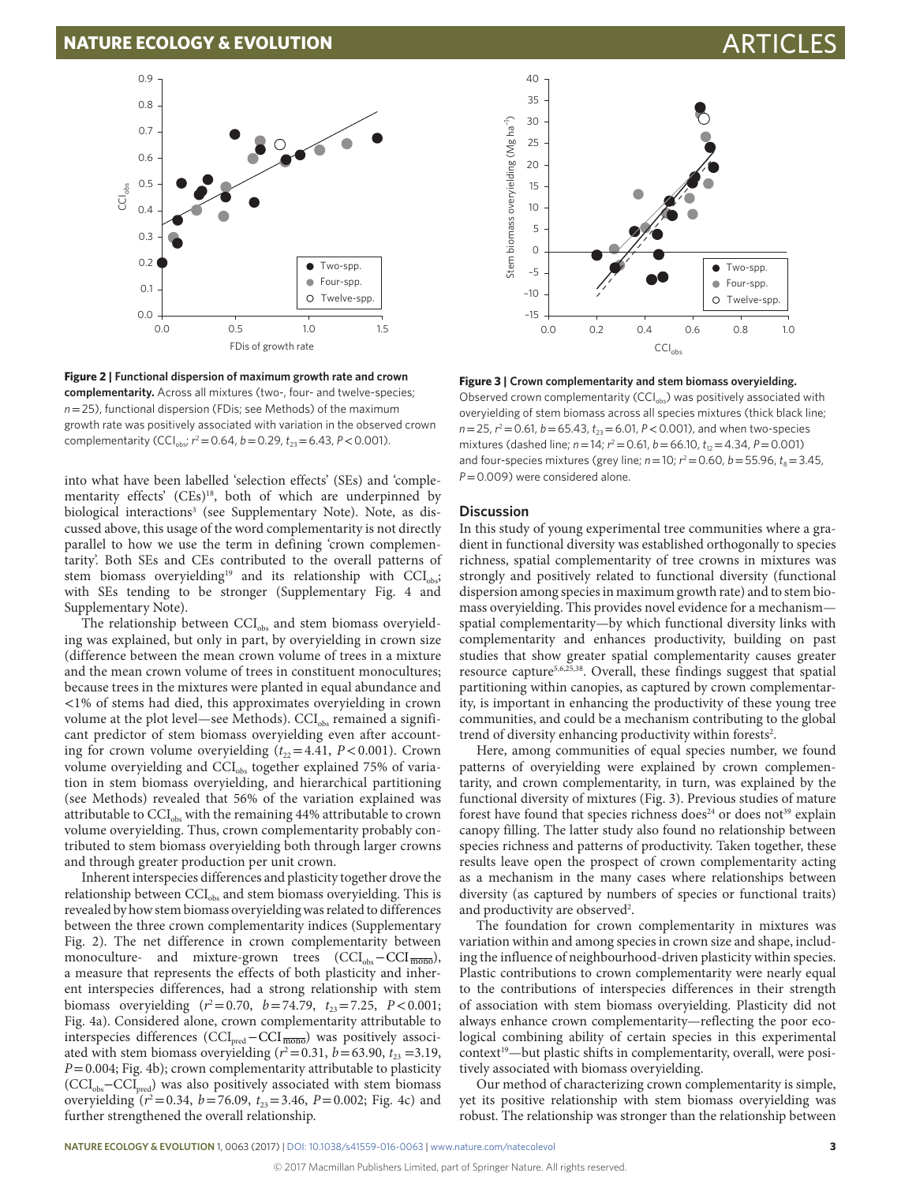0.9
0.8
0.7
0.6
0.5
0.4
0.3
0.2
0.1
0.0
$CCI_{obs}$
0.0
0.5
1.0
1.5
FDis of growth rate
Two-spp.
Four-spp.
Twelve-spp.

**Figure 2 | Functional dispersion of maximum growth rate and crown complementarity.** Across all mixtures (two-, four- and twelve-species; $n = 25$), functional dispersion (FDis; see Methods) of the maximum growth rate was positively associated with variation in the observed crown complementarity ($CCI_{obs}$; $r^2 = 0.64$, $b = 0.29$, $t_{23} = 6.43$, $P < 0.001$).

40
35
30
25
20
15
10
5
0
−5
−10
−15
Stem biomass overyielding (Mg $ha^{-1}$)
0.0
0.2
0.4
0.6
0.8
1.0
$CCI_{obs}$
Two-spp.
Four-spp.
Twelve-spp.

**Figure 3 | Crown complementarity and stem biomass overyielding.** Observed crown complementarity ($CCI_{obs}$) was positively associated with overyielding of stem biomass across all species mixtures (thick black line; $n = 25$, $r^2 = 0.61$, $b = 65.43$, $t_{23} = 6.01$, $P < 0.001$), and when two-species mixtures (dashed line; $n = 14$; $r^2 = 0.61$, $b = 66.10$, $t_{12} = 4.34$, $P = 0.001$) and four-species mixtures (grey line; $n = 10$; $r^2 = 0.60$, $b = 55.96$, $t_8 = 3.45$, $P = 0.009$) were considered alone.

into what have been labelled 'selection effects' (SEs) and 'complementarity effects' (CEs)[18], both of which are underpinned by biological interactions[3] (see Supplementary Note). Note, as discussed above, this usage of the word complementarity is not directly parallel to how we use the term in defining 'crown complementarity'. Both SEs and CEs contributed to the overall patterns of stem biomass overyielding[19] and its relationship with $CCI_{obs}$; with SEs tending to be stronger (Supplementary Fig. 4 and Supplementary Note).

The relationship between $CCI_{obs}$ and stem biomass overyielding was explained, but only in part, by overyielding in crown size (difference between the mean crown volume of trees in a mixture and the mean crown volume of trees in constituent monocultures; because trees in the mixtures were planted in equal abundance and <1% of stems had died, this approximates overyielding in crown volume at the plot level—see Methods). $CCI_{obs}$ remained a significant predictor of stem biomass overyielding even after accounting for crown volume overyielding ($t_{22} = 4.41$, $P < 0.001$). Crown volume overyielding and $CCI_{obs}$ together explained 75% of variation in stem biomass overyielding, and hierarchical partitioning (see Methods) revealed that 56% of the variation explained was attributable to $CCI_{obs}$ with the remaining 44% attributable to crown volume overyielding. Thus, crown complementarity probably contributed to stem biomass overyielding both through larger crowns and through greater production per unit crown.

Inherent interspecies differences and plasticity together drove the relationship between $CCI_{obs}$ and stem biomass overyielding. This is revealed by how stem biomass overyielding was related to differences between the three crown complementarity indices (Supplementary Fig. 2). The net difference in crown complementarity between monoculture- and mixture-grown trees ($CCI_{obs} - CCI_{\overline{mono}}$), a measure that represents the effects of both plasticity and inherent interspecies differences, had a strong relationship with stem biomass overyielding ($r^2 = 0.70$, $b = 74.79$, $t_{23} = 7.25$, $P < 0.001$; Fig. 4a). Considered alone, crown complementarity attributable to interspecies differences ($CCI_{pred} - CCI_{\overline{mono}}$) was positively associated with stem biomass overyielding ($r^2 = 0.31$, $b = 63.90$, $t_{23} = 3.19$, $P = 0.004$; Fig. 4b); crown complementarity attributable to plasticity ($CCI_{obs} - CCI_{pred}$) was also positively associated with stem biomass overyielding ($r^2 = 0.34$, $b = 76.09$, $t_{23} = 3.46$, $P = 0.002$; Fig. 4c) and further strengthened the overall relationship.

## Discussion

In this study of young experimental tree communities where a gradient in functional diversity was established orthogonally to species richness, spatial complementarity of tree crowns in mixtures was strongly and positively related to functional diversity (functional dispersion among species in maximum growth rate) and to stem biomass overyielding. This provides novel evidence for a mechanism—spatial complementarity—by which functional diversity links with complementarity and enhances productivity, building on past studies that show greater spatial complementarity causes greater resource capture[5,6,25,38]. Overall, these findings suggest that spatial partitioning within canopies, as captured by crown complementarity, is important in enhancing the productivity of these young tree communities, and could be a mechanism contributing to the global trend of diversity enhancing productivity within forests[2].

Here, among communities of equal species number, we found patterns of overyielding were explained by crown complementarity, and crown complementarity, in turn, was explained by the functional diversity of mixtures (Fig. 3). Previous studies of mature forest have found that species richness does[24] or does not[39] explain canopy filling. The latter study also found no relationship between species richness and patterns of productivity. Taken together, these results leave open the prospect of crown complementarity acting as a mechanism in the many cases where relationships between diversity (as captured by numbers of species or functional traits) and productivity are observed[2].

The foundation for crown complementarity in mixtures was variation within and among species in crown size and shape, including the influence of neighbourhood-driven plasticity within species. Plastic contributions to crown complementarity were nearly equal to the contributions of interspecies differences in their strength of association with stem biomass overyielding. Plasticity did not always enhance crown complementarity—reflecting the poor ecological combining ability of certain species in this experimental context[19]—but plastic shifts in complementarity, overall, were positively associated with biomass overyielding.

Our method of characterizing crown complementarity is simple, yet its positive relationship with stem biomass overyielding was robust. The relationship was stronger than the relationship between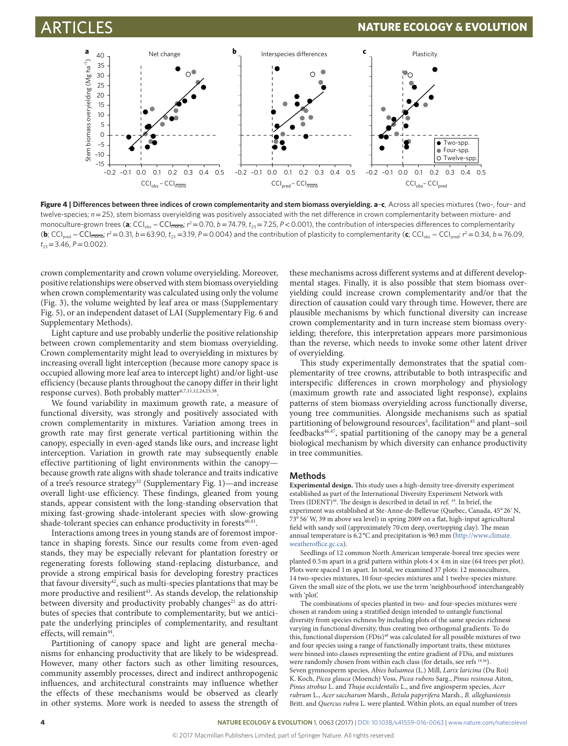a

Net change

Stem biomass overyielding (Mg ha$^{-1}$)

40 35 30 25 20 15 10 5 0 −5 −10 −15

−0.2 −0.1 0.0 0.1 0.2 0.3 0.4 0.5

$CCI_{obs} - CCI_{\overline{mono}}$

b

Interspecies differences

−0.2 −0.1 0.0 0.1 0.2 0.3 0.4 0.5

$CCI_{pred} - CCI_{\overline{mono}}$

c

Plasticity

−0.2 −0.1 0.0 0.1 0.2 0.3 0.4 0.5

$CCI_{obs} - CCI_{pred}$

● Two-spp.
● Four-spp.
○ Twelve-spp.

**Figure 4 | Differences between three indices of crown complementarity and stem biomass overyielding. a–c**, Across all species mixtures (two-, four- and twelve-species; $n = 25$), stem biomass overyielding was positively associated with the net difference in crown complementarity between mixture- and monoculture-grown trees (**a**; $CCI_{obs} - CCI_{\overline{mono}}$; $r^2 = 0.70$, $b = 74.79$, $t_{23} = 7.25$, $P < 0.001$), the contribution of interspecies differences to complementarity (**b**; $CCI_{pred} - CCI_{\overline{mono}}$; $r^2 = 0.31$, $b = 63.90$, $t_{23} = 3.19$, $P = 0.004$) and the contribution of plasticity to complementarity (**c**; $CCI_{obs} - CCI_{pred}$; $r^2 = 0.34$, $b = 76.09$, $t_{23} = 3.46$, $P = 0.002$).

crown complementarity and crown volume overyielding. Moreover, positive relationships were observed with stem biomass overyielding when crown complementarity was calculated using only the volume (Fig. 3), the volume weighted by leaf area or mass (Supplementary Fig. 5), or an independent dataset of LAI (Supplementary Fig. 6 and Supplementary Methods).

Light capture and use probably underlie the positive relationship between crown complementarity and stem biomass overyielding. Crown complementarity might lead to overyielding in mixtures by increasing overall light interception (because more canopy space is occupied allowing more leaf area to intercept light) and/or light-use efficiency (because plants throughout the canopy differ in their light response curves). Both probably matter[6,7,11,12,24,25,38].

We found variability in maximum growth rate, a measure of functional diversity, was strongly and positively associated with crown complementarity in mixtures. Variation among trees in growth rate may first generate vertical partitioning within the canopy, especially in even-aged stands like ours, and increase light interception. Variation in growth rate may subsequently enable effective partitioning of light environments within the canopy—because growth rate aligns with shade tolerance and traits indicative of a tree's resource strategy[32] (Supplementary Fig. 1)—and increase overall light-use efficiency. These findings, gleaned from young stands, appear consistent with the long-standing observation that mixing fast-growing shade-intolerant species with slow-growing shade-tolerant species can enhance productivity in forests[40,41].

Interactions among trees in young stands are of foremost importance in shaping forests. Since our results come from even-aged stands, they may be especially relevant for plantation forestry or regenerating forests following stand-replacing disturbance, and provide a strong empirical basis for developing forestry practices that favour diversity[42], such as multi-species plantations that may be more productive and resilient[43]. As stands develop, the relationship between diversity and productivity probably changes[21] as do attributes of species that contribute to complementarity, but we anticipate the underlying principles of complementarity, and resultant effects, will remain[44].

Partitioning of canopy space and light are general mechanisms for enhancing productivity that are likely to be widespread. However, many other factors such as other limiting resources, community assembly processes, direct and indirect anthropogenic influences, and architectural constraints may influence whether the effects of these mechanisms would be observed as clearly in other systems. More work is needed to assess the strength of these mechanisms across different systems and at different developmental stages. Finally, it is also possible that stem biomass overyielding could increase crown complementarity and/or that the direction of causation could vary through time. However, there are plausible mechanisms by which functional diversity can increase crown complementarity and in turn increase stem biomass overyielding; therefore, this interpretation appears more parsimonious than the reverse, which needs to invoke some other latent driver of overyielding.

This study experimentally demonstrates that the spatial complementarity of tree crowns, attributable to both intraspecific and interspecific differences in crown morphology and physiology (maximum growth rate and associated light response), explains patterns of stem biomass overyielding across functionally diverse, young tree communities. Alongside mechanisms such as spatial partitioning of belowground resources[5], facilitation[45] and plant–soil feedbacks[46,47], spatial partitioning of the canopy may be a general biological mechanism by which diversity can enhance productivity in tree communities.

## Methods

**Experimental design.** This study uses a high-density tree-diversity experiment established as part of the International Diversity Experiment Network with Trees (IDENT)[36]. The design is described in detail in ref. [19]. In brief, the experiment was established at Ste-Anne-de-Bellevue (Quebec, Canada, 45° 26′ N, 73° 56′ W, 39 m above sea level) in spring 2009 on a flat, high-input agricultural field with sandy soil (approximately 70 cm deep, overtopping clay). The mean annual temperature is 6.2 °C and precipitation is 963 mm (http://www.climate.weatheroffice.gc.ca).

Seedlings of 12 common North American temperate-boreal tree species were planted 0.5 m apart in a grid pattern within plots 4 × 4 m in size (64 trees per plot). Plots were spaced 1 m apart. In total, we examined 37 plots: 12 monocultures, 14 two-species mixtures, 10 four-species mixtures and 1 twelve-species mixture. Given the small size of the plots, we use the term 'neighbourhood' interchangeably with 'plot'.

The combinations of species planted in two- and four-species mixtures were chosen at random using a stratified design intended to untangle functional diversity from species richness by including plots of the same species richness varying in functional diversity, thus creating two orthogonal gradients. To do this, functional dispersion (FDis)[48] was calculated for all possible mixtures of two and four species using a range of functionally important traits, these mixtures were binned into classes representing the entire gradient of FDis, and mixtures were randomly chosen from within each class (for details, see refs [19,36]). Seven gymnosperm species, *Abies balsamea* (L.) Mill, *Larix laricina* (Du Roi) K. Koch, *Picea glauca* (Moench) Voss, *Picea rubens* Sarg., *Pinus resinosa* Aiton, *Pinus strobus* L. and *Thuja occidentalis* L., and five angiosperm species, *Acer rubrum* L., *Acer saccharum* Marsh., *Betula papyrifera* Marsh., *B. alleghaniensis* Britt. and *Quercus rubra* L. were planted. Within plots, an equal number of trees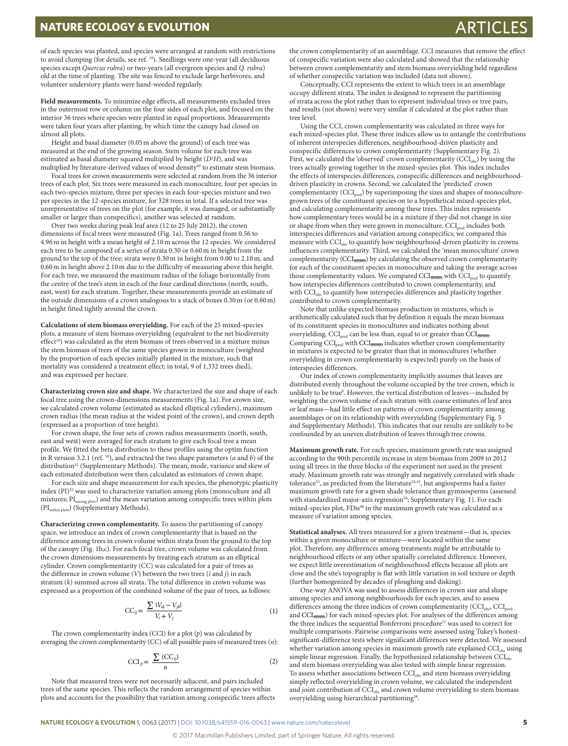of each species was planted, and species were arranged at random with restrictions to avoid clumping (for details, see ref. [19]). Seedlings were one-year (all deciduous species except *Quercus rubra*) or two-years (all evergreen species and *Q. rubra*) old at the time of planting. The site was fenced to exclude large herbivores, and volunteer understory plants were hand-weeded regularly.

**Field measurements.** To minimize edge effects, all measurements excluded trees in the outermost row or column on the four sides of each plot, and focused on the interior 36 trees where species were planted in equal proportions. Measurements were taken four years after planting, by which time the canopy had closed on almost all plots.

Height and basal diameter (0.05 m above the ground) of each tree was measured at the end of the growing season. Stem volume for each tree was estimated as basal diameter squared multiplied by height ($D^2H$), and was multiplied by literature-derived values of wood density[49] to estimate stem biomass.

Focal trees for crown measurements were selected at random from the 36 interior trees of each plot. Six trees were measured in each monoculture, four per species in each two-species mixture, three per species in each four-species mixture and two per species in the 12-species mixture, for 328 trees in total. If a selected tree was unrepresentative of trees on the plot (for example, it was damaged, or substantially smaller or larger than conspecifics), another was selected at random.

Over two weeks during peak leaf area (12 to 25 July 2012), the crown dimensions of focal trees were measured (Fig. 1a). Trees ranged from 0.56 to 4.96 m in height with a mean height of 2.10 m across the 12 species. We considered each tree to be composed of a series of strata 0.30 or 0.60 m in height from the ground to the top of the tree; strata were 0.30 m in height from 0.00 to 2.10 m, and 0.60 m in height above 2.10 m due to the difficulty of measuring above this height. For each tree, we measured the maximum radius of the foliage horizontally from the centre of the tree's stem in each of the four cardinal directions (north, south, east, west) for each stratum. Together, these measurements provide an estimate of the outside dimensions of a crown analogous to a stack of boxes 0.30 m (or 0.60 m) in height fitted tightly around the crown.

**Calculations of stem biomass overyielding.** For each of the 25 mixed-species plots, a measure of stem biomass overyielding (equivalent to the net biodiversity effect[18]) was calculated as the stem biomass of trees observed in a mixture minus the stem biomass of trees of the same species grown in monoculture (weighted by the proportion of each species initially planted in the mixture, such that mortality was considered a treatment effect; in total, 9 of 1,332 trees died), and was expressed per hectare.

**Characterizing crown size and shape.** We characterized the size and shape of each focal tree using the crown-dimensions measurements (Fig. 1a). For crown size, we calculated crown volume (estimated as stacked elliptical cylinders), maximum crown radius (the mean radius at the widest point of the crown), and crown depth (expressed as a proportion of tree height).

For crown shape, the four sets of crown radius measurements (north, south, east and west) were averaged for each stratum to give each focal tree a mean profile. We fitted the beta distribution to these profiles using the optim function in R version 3.2.1 (ref. [50]), and extracted the two shape parameters ($a$ and $b$) of the distribution[51] (Supplementary Methods). The mean, mode, variance and skew of each estimated distribution were then calculated as estimators of crown shape.

For each size and shape measurement for each species, the phenotypic plasticity index (PI)[52] was used to characterize variation among plots (monoculture and all mixtures; $PI_{among\ plots}$) and the mean variation among conspecific trees within plots ($PI_{within\ plots}$) (Supplementary Methods).

**Characterizing crown complementarity.** To assess the partitioning of canopy space, we introduce an index of crown complementarity that is based on the difference among trees in crown volume within strata from the ground to the top of the canopy (Fig. 1b,c). For each focal tree, crown volume was calculated from the crown dimensions measurements by treating each stratum as an elliptical cylinder. Crown complementarity (CC) was calculated for a pair of trees as the difference in crown volume ($V$) between the two trees ($i$ and $j$) in each stratum ($k$) summed across all strata. The total difference in crown volume was expressed as a proportion of the combined volume of the pair of trees, as follows:

$$CC_{ij} = \frac{\sum |V_{ik} - V_{jk}|}{V_i + V_j} \tag{1}$$

The crown complementarity index (CCI) for a plot ($p$) was calculated by averaging the crown complementarity (CC) of all possible pairs of measured trees ($n$):

$$CCI_p = \frac{\sum (CC_{ij})}{n} \tag{2}$$

Note that measured trees were not necessarily adjacent, and pairs included trees of the same species. This reflects the random arrangement of species within plots and accounts for the possibility that variation among conspecific trees affects the crown complementarity of an assemblage. CCI measures that remove the effect of conspecific variation were also calculated and showed that the relationship between crown complementarity and stem biomass overyielding held regardless of whether conspecific variation was included (data not shown).

Conceptually, CCI represents the extent to which trees in an assemblage occupy different strata. The index is designed to represent the partitioning of strata across the plot rather than to represent individual trees or tree pairs, and results (not shown) were very similar if calculated at the plot rather than tree level.

Using the CCI, crown complementarity was calculated in three ways for each mixed-species plot. These three indices allow us to untangle the contributions of inherent interspecies differences, neighbourhood-driven plasticity and conspecific differences to crown complementarity (Supplementary Fig. 2). First, we calculated the 'observed' crown complementarity ($CCI_{obs}$) by using the trees actually growing together in the mixed-species plot. This index includes the effects of interspecies differences, conspecific differences and neighbourhood-driven plasticity in crowns. Second, we calculated the 'predicted' crown complementarity ($CCI_{pred}$) by superimposing the sizes and shapes of monoculture-grown trees of the constituent species on to a hypothetical mixed-species plot, and calculating complementarity among these trees. This index represents how complementary trees would be in a mixture if they did not change in size or shape from when they were grown in monoculture. $CCI_{pred}$ includes both interspecies differences and variation among conspecifics; we compared this measure with $CCI_{obs}$ to quantify how neighbourhood-driven plasticity in crowns influences complementarity. Third, we calculated the 'mean monoculture' crown complementarity ($CCI_{\overline{mono}}$) by calculating the observed crown complementarity for each of the constituent species in monoculture and taking the average across those complementarity values. We compared $CCI_{\overline{mono}}$ with $CCI_{pred}$ to quantify how interspecies differences contributed to crown complementarity, and with $CCI_{obs}$ to quantify how interspecies differences and plasticity together contributed to crown complementarity.

Note that unlike expected biomass production in mixtures, which is arithmetically calculated such that by definition it equals the mean biomass of its constituent species in monocultures and indicates nothing about overyielding, $CCI_{pred}$ can be less than, equal to or greater than $CCI_{\overline{mono}}$. Comparing $CCI_{pred}$ with $CCI_{\overline{mono}}$ indicates whether crown complementarity in mixtures is expected to be greater than that in monocultures (whether overyielding in crown complementarity is expected) purely on the basis of interspecies differences.

Our index of crown complementarity implicitly assumes that leaves are distributed evenly throughout the volume occupied by the tree crown, which is unlikely to be true[8]. However, the vertical distribution of leaves—included by weighting the crown volume of each stratum with coarse estimates of leaf area or leaf mass—had little effect on patterns of crown complementarity among assemblages or on its relationship with overyielding (Supplementary Fig. 5 and Supplementary Methods). This indicates that our results are unlikely to be confounded by an uneven distribution of leaves through tree crowns.

**Maximum growth rate.** For each species, maximum growth rate was assigned according to the 90th percentile increase in stem biomass from 2009 to 2012 using all trees in the three blocks of the experiment not used in the present study. Maximum growth rate was strongly and negatively correlated with shade tolerance[53], as predicted from the literature[54,55], but angiosperms had a faster maximum growth rate for a given shade tolerance than gymnosperms (assessed with standardized major-axis regression[56]; Supplementary Fig. 1). For each mixed-species plot, FDis[48] in the maximum growth rate was calculated as a measure of variation among species.

**Statistical analyses.** All trees measured for a given treatment—that is, species within a given monoculture or mixture—were located within the same plot. Therefore, any differences among treatments might be attributable to neighbourhood effects or any other spatially correlated difference. However, we expect little overestimation of neighbourhood effects because all plots are close and the site's topography is flat with little variation in soil texture or depth (further homogenized by decades of ploughing and disking).

One-way ANOVA was used to assess differences in crown size and shape among species and among neighbourhoods for each species, and to assess differences among the three indices of crown complementarity ($CCI_{obs}$, $CCI_{pred}$ and $CCI_{\overline{mono}}$) for each mixed-species plot. For analyses of the differences among the three indices the sequential Bonferroni procedure[57] was used to correct for multiple comparisons. Pairwise comparisons were assessed using Tukey's honest-significant-difference tests where significant differences were detected. We assessed whether variation among species in maximum growth rate explained $CCI_{obs}$ using simple linear regression. Finally, the hypothesized relationship between $CCI_{obs}$ and stem biomass overyielding was also tested with simple linear regression. To assess whether associations between $CCI_{obs}$ and stem biomass overyielding simply reflected overyielding in crown volume, we calculated the independent and joint contribution of $CCI_{obs}$ and crown volume overyielding to stem biomass overyielding using hierarchical partitioning[58].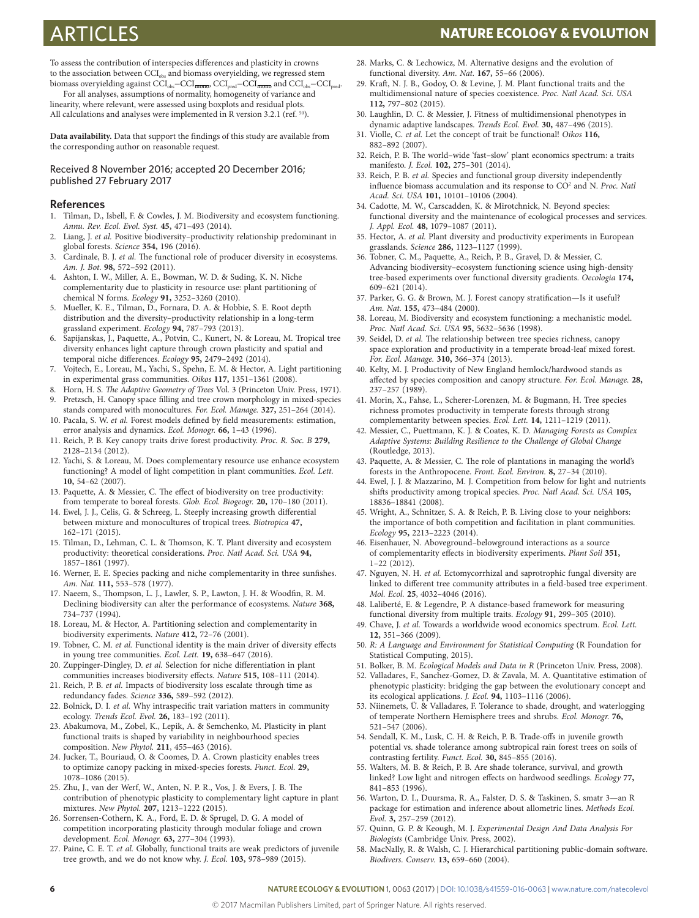To assess the contribution of interspecies differences and plasticity in crowns to the association between $CCI_{obs}$ and biomass overyielding, we regressed stem biomass overyielding against $CCI_{obs}-CCI_{\overline{mono}}$, $CCI_{pred}-CCI_{\overline{mono}}$ and $CCI_{obs}-CCI_{pred}$.

For all analyses, assumptions of normality, homogeneity of variance and linearity, where relevant, were assessed using boxplots and residual plots. All calculations and analyses were implemented in R version 3.2.1 (ref. [50]).

**Data availability.** Data that support the findings of this study are available from the corresponding author on reasonable request.

Received 8 November 2016; accepted 20 December 2016; published 27 February 2017

## References

1. Tilman, D., Isbell, F. & Cowles, J. M. Biodiversity and ecosystem functioning. *Annu. Rev. Ecol. Evol. Syst.* **45,** 471–493 (2014).
2. Liang, J. *et al.* Positive biodiversity–productivity relationship predominant in global forests. *Science* **354,** 196 (2016).
3. Cardinale, B. J. *et al.* The functional role of producer diversity in ecosystems. *Am. J. Bot.* **98,** 572–592 (2011).
4. Ashton, I. W., Miller, A. E., Bowman, W. D. & Suding, K. N. Niche complementarity due to plasticity in resource use: plant partitioning of chemical N forms. *Ecology* **91,** 3252–3260 (2010).
5. Mueller, K. E., Tilman, D., Fornara, D. A. & Hobbie, S. E. Root depth distribution and the diversity–productivity relationship in a long-term grassland experiment. *Ecology* **94,** 787–793 (2013).
6. Sapijanskas, J., Paquette, A., Potvin, C., Kunert, N. & Loreau, M. Tropical tree diversity enhances light capture through crown plasticity and spatial and temporal niche differences. *Ecology* **95,** 2479–2492 (2014).
7. Vojtech, E., Loreau, M., Yachi, S., Spehn, E. M. & Hector, A. Light partitioning in experimental grass communities. *Oikos* **117,** 1351–1361 (2008).
8. Horn, H. S. *The Adaptive Geometry of Trees* Vol. 3 (Princeton Univ. Press, 1971).
9. Pretzsch, H. Canopy space filling and tree crown morphology in mixed-species stands compared with monocultures. *For. Ecol. Manage.* **327,** 251–264 (2014).
10. Pacala, S. W. *et al.* Forest models defined by field measurements: estimation, error analysis and dynamics. *Ecol. Monogr.* **66,** 1–43 (1996).
11. Reich, P. B. Key canopy traits drive forest productivity. *Proc. R. Soc. B* **279,** 2128–2134 (2012).
12. Yachi, S. & Loreau, M. Does complementary resource use enhance ecosystem functioning? A model of light competition in plant communities. *Ecol. Lett.* **10,** 54–62 (2007).
13. Paquette, A. & Messier, C. The effect of biodiversity on tree productivity: from temperate to boreal forests. *Glob. Ecol. Biogeogr.* **20,** 170–180 (2011).
14. Ewel, J. J., Celis, G. & Schreeg, L. Steeply increasing growth differential between mixture and monocultures of tropical trees. *Biotropica* **47,** 162–171 (2015).
15. Tilman, D., Lehman, C. L. & Thomson, K. T. Plant diversity and ecosystem productivity: theoretical considerations. *Proc. Natl Acad. Sci. USA* **94,** 1857–1861 (1997).
16. Werner, E. E. Species packing and niche complementarity in three sunfishes. *Am. Nat.* **111,** 553–578 (1977).
17. Naeem, S., Thompson, L. J., Lawler, S. P., Lawton, J. H. & Woodfin, R. M. Declining biodiversity can alter the performance of ecosystems. *Nature* **368,** 734–737 (1994).
18. Loreau, M. & Hector, A. Partitioning selection and complementarity in biodiversity experiments. *Nature* **412,** 72–76 (2001).
19. Tobner, C. M. *et al.* Functional identity is the main driver of diversity effects in young tree communities. *Ecol. Lett.* **19,** 638–647 (2016).
20. Zuppinger-Dingley, D. *et al.* Selection for niche differentiation in plant communities increases biodiversity effects. *Nature* **515,** 108–111 (2014).
21. Reich, P. B. *et al.* Impacts of biodiversity loss escalate through time as redundancy fades. *Science* **336,** 589–592 (2012).
22. Bolnick, D. I. *et al.* Why intraspecific trait variation matters in community ecology. *Trends Ecol. Evol.* **26,** 183–192 (2011).
23. Abakumova, M., Zobel, K., Lepik, A. & Semchenko, M. Plasticity in plant functional traits is shaped by variability in neighbourhood species composition. *New Phytol.* **211**, 455–463 (2016).
24. Jucker, T., Bouriaud, O. & Coomes, D. A. Crown plasticity enables trees to optimize canopy packing in mixed-species forests. *Funct. Ecol.* **29,** 1078–1086 (2015).
25. Zhu, J., van der Werf, W., Anten, N. P. R., Vos, J. & Evers, J. B. The contribution of phenotypic plasticity to complementary light capture in plant mixtures. *New Phytol.* **207,** 1213–1222 (2015).
26. Sorrensen-Cothern, K. A., Ford, E. D. & Sprugel, D. G. A model of competition incorporating plasticity through modular foliage and crown development. *Ecol. Monogr.* **63,** 277–304 (1993).
27. Paine, C. E. T. *et al.* Globally, functional traits are weak predictors of juvenile tree growth, and we do not know why. *J. Ecol.* **103,** 978–989 (2015).
28. Marks, C. & Lechowicz, M. Alternative designs and the evolution of functional diversity. *Am. Nat.* **167,** 55–66 (2006).
29. Kraft, N. J. B., Godoy, O. & Levine, J. M. Plant functional traits and the multidimensional nature of species coexistence. *Proc. Natl Acad. Sci. USA* **112,** 797–802 (2015).
30. Laughlin, D. C. & Messier, J. Fitness of multidimensional phenotypes in dynamic adaptive landscapes. *Trends Ecol. Evol.* **30,** 487–496 (2015).
31. Violle, C. *et al.* Let the concept of trait be functional! *Oikos* **116,** 882–892 (2007).
32. Reich, P. B. The world–wide 'fast–slow' plant economics spectrum: a traits manifesto. *J. Ecol.* **102,** 275–301 (2014).
33. Reich, P. B. *et al.* Species and functional group diversity independently influence biomass accumulation and its response to $CO^2$ and N. *Proc. Natl Acad. Sci. USA* **101,** 10101–10106 (2004).
34. Cadotte, M. W., Carscadden, K. & Mirotchnick, N. Beyond species: functional diversity and the maintenance of ecological processes and services. *J. Appl. Ecol.* **48,** 1079–1087 (2011).
35. Hector, A. *et al.* Plant diversity and productivity experiments in European grasslands. *Science* **286,** 1123–1127 (1999).
36. Tobner, C. M., Paquette, A., Reich, P. B., Gravel, D. & Messier, C. Advancing biodiversity–ecosystem functioning science using high-density tree-based experiments over functional diversity gradients. *Oecologia* **174,** 609–621 (2014).
37. Parker, G. G. & Brown, M. J. Forest canopy stratification—Is it useful? *Am. Nat.* **155,** 473–484 (2000).
38. Loreau, M. Biodiversity and ecosystem functioning: a mechanistic model. *Proc. Natl Acad. Sci. USA* **95,** 5632–5636 (1998).
39. Seidel, D. *et al.* The relationship between tree species richness, canopy space exploration and productivity in a temperate broad-leaf mixed forest. *For. Ecol. Manage.* **310,** 366–374 (2013).
40. Kelty, M. J. Productivity of New England hemlock/hardwood stands as affected by species composition and canopy structure. *For. Ecol. Manage.* **28,** 237–257 (1989).
41. Morin, X., Fahse, L., Scherer-Lorenzen, M. & Bugmann, H. Tree species richness promotes productivity in temperate forests through strong complementarity between species. *Ecol. Lett.* **14,** 1211–1219 (2011).
42. Messier, C., Puettmann, K. J. & Coates, K. D. *Managing Forests as Complex Adaptive Systems: Building Resilience to the Challenge of Global Change* (Routledge, 2013).
43. Paquette, A. & Messier, C. The role of plantations in managing the world's forests in the Anthropocene. *Front. Ecol. Environ.* **8,** 27–34 (2010).
44. Ewel, J. J. & Mazzarino, M. J. Competition from below for light and nutrients shifts productivity among tropical species. *Proc. Natl Acad. Sci. USA* **105,** 18836–18841 (2008).
45. Wright, A., Schnitzer, S. A. & Reich, P. B. Living close to your neighbors: the importance of both competition and facilitation in plant communities. *Ecology* **95,** 2213–2223 (2014).
46. Eisenhauer, N. Aboveground–belowground interactions as a source of complementarity effects in biodiversity experiments. *Plant Soil* **351,** 1–22 (2012).
47. Nguyen, N. H. *et al.* Ectomycorrhizal and saprotrophic fungal diversity are linked to different tree community attributes in a field-based tree experiment. *Mol. Ecol.* **25**, 4032–4046 (2016).
48. Laliberté, E. & Legendre, P. A distance-based framework for measuring functional diversity from multiple traits. *Ecology* **91,** 299–305 (2010).
49. Chave, J. *et al.* Towards a worldwide wood economics spectrum. *Ecol. Lett.* **12,** 351–366 (2009).
50. *R: A Language and Environment for Statistical Computing* (R Foundation for Statistical Computing, 2015).
51. Bolker, B. M. *Ecological Models and Data in R* (Princeton Univ. Press, 2008).
52. Valladares, F., Sanchez-Gomez, D. & Zavala, M. A. Quantitative estimation of phenotypic plasticity: bridging the gap between the evolutionary concept and its ecological applications. *J. Ecol.* **94,** 1103–1116 (2006).
53. Niinemets, Ü. & Valladares, F. Tolerance to shade, drought, and waterlogging of temperate Northern Hemisphere trees and shrubs. *Ecol. Monogr.* **76,** 521–547 (2006).
54. Sendall, K. M., Lusk, C. H. & Reich, P. B. Trade-offs in juvenile growth potential vs. shade tolerance among subtropical rain forest trees on soils of contrasting fertility. *Funct. Ecol.* **30,** 845–855 (2016).
55. Walters, M. B. & Reich, P. B. Are shade tolerance, survival, and growth linked? Low light and nitrogen effects on hardwood seedlings. *Ecology* **77,** 841–853 (1996).
56. Warton, D. I., Duursma, R. A., Falster, D. S. & Taskinen, S. smatr 3—an R package for estimation and inference about allometric lines. *Methods Ecol. Evol.* **3,** 257–259 (2012).
57. Quinn, G. P. & Keough, M. J. *Experimental Design And Data Analysis For Biologists* (Cambridge Univ. Press, 2002).
58. MacNally, R. & Walsh, C. J. Hierarchical partitioning public-domain software. *Biodivers. Conserv.* **13,** 659–660 (2004).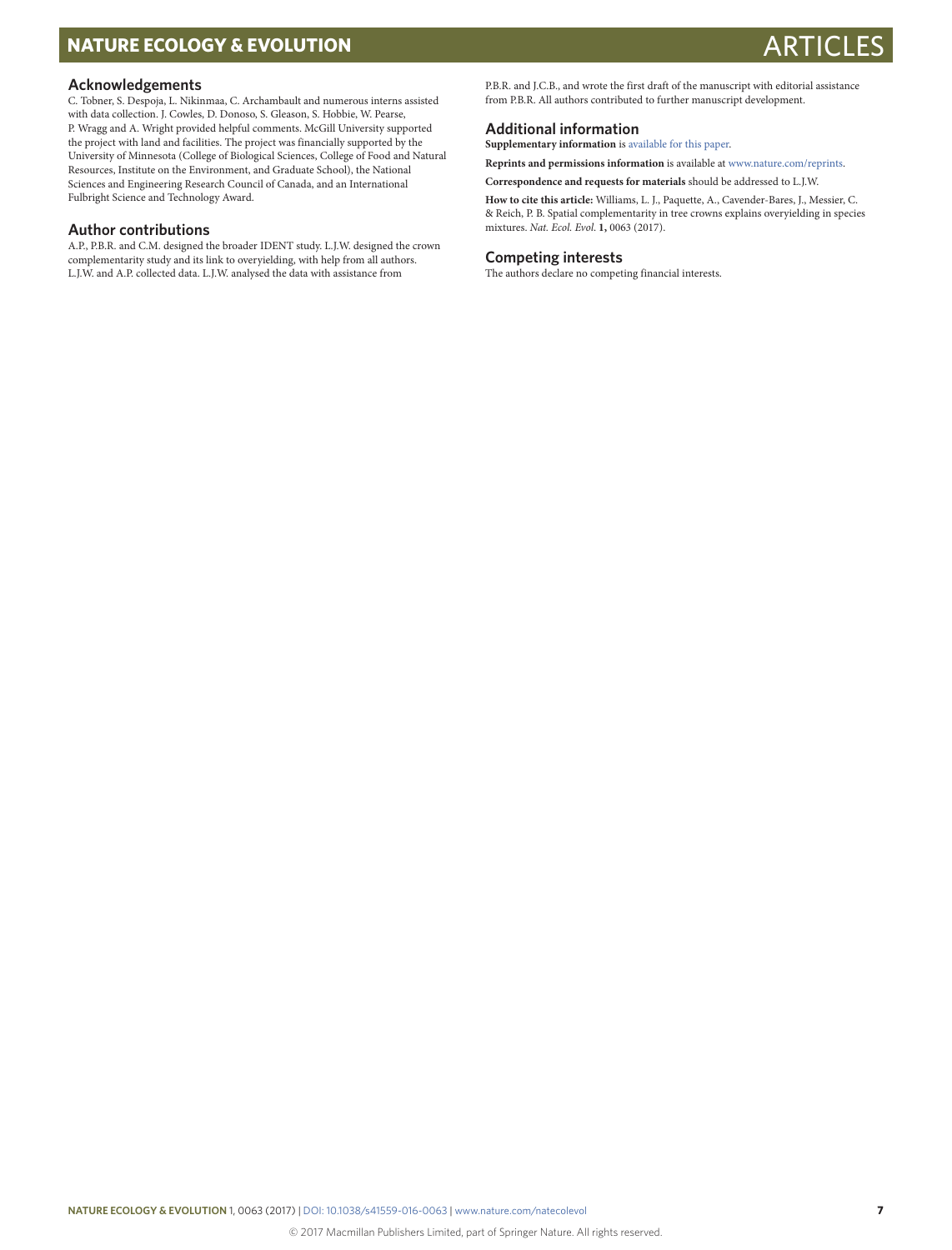## Acknowledgements

C. Tobner, S. Despoja, L. Nikinmaa, C. Archambault and numerous interns assisted with data collection. J. Cowles, D. Donoso, S. Gleason, S. Hobbie, W. Pearse, P. Wragg and A. Wright provided helpful comments. McGill University supported the project with land and facilities. The project was financially supported by the University of Minnesota (College of Biological Sciences, College of Food and Natural Resources, Institute on the Environment, and Graduate School), the National Sciences and Engineering Research Council of Canada, and an International Fulbright Science and Technology Award.

## Author contributions

A.P., P.B.R. and C.M. designed the broader IDENT study. L.J.W. designed the crown complementarity study and its link to overyielding, with help from all authors. L.J.W. and A.P. collected data. L.J.W. analysed the data with assistance from P.B.R. and J.C.B., and wrote the first draft of the manuscript with editorial assistance from P.B.R. All authors contributed to further manuscript development.

## Additional information

**Supplementary information** is available for this paper.

**Reprints and permissions information** is available at www.nature.com/reprints.

**Correspondence and requests for materials** should be addressed to L.J.W.

**How to cite this article:** Williams, L. J., Paquette, A., Cavender-Bares, J., Messier, C. & Reich, P. B. Spatial complementarity in tree crowns explains overyielding in species mixtures. *Nat. Ecol. Evol.* **1,** 0063 (2017).

## Competing interests

The authors declare no competing financial interests.